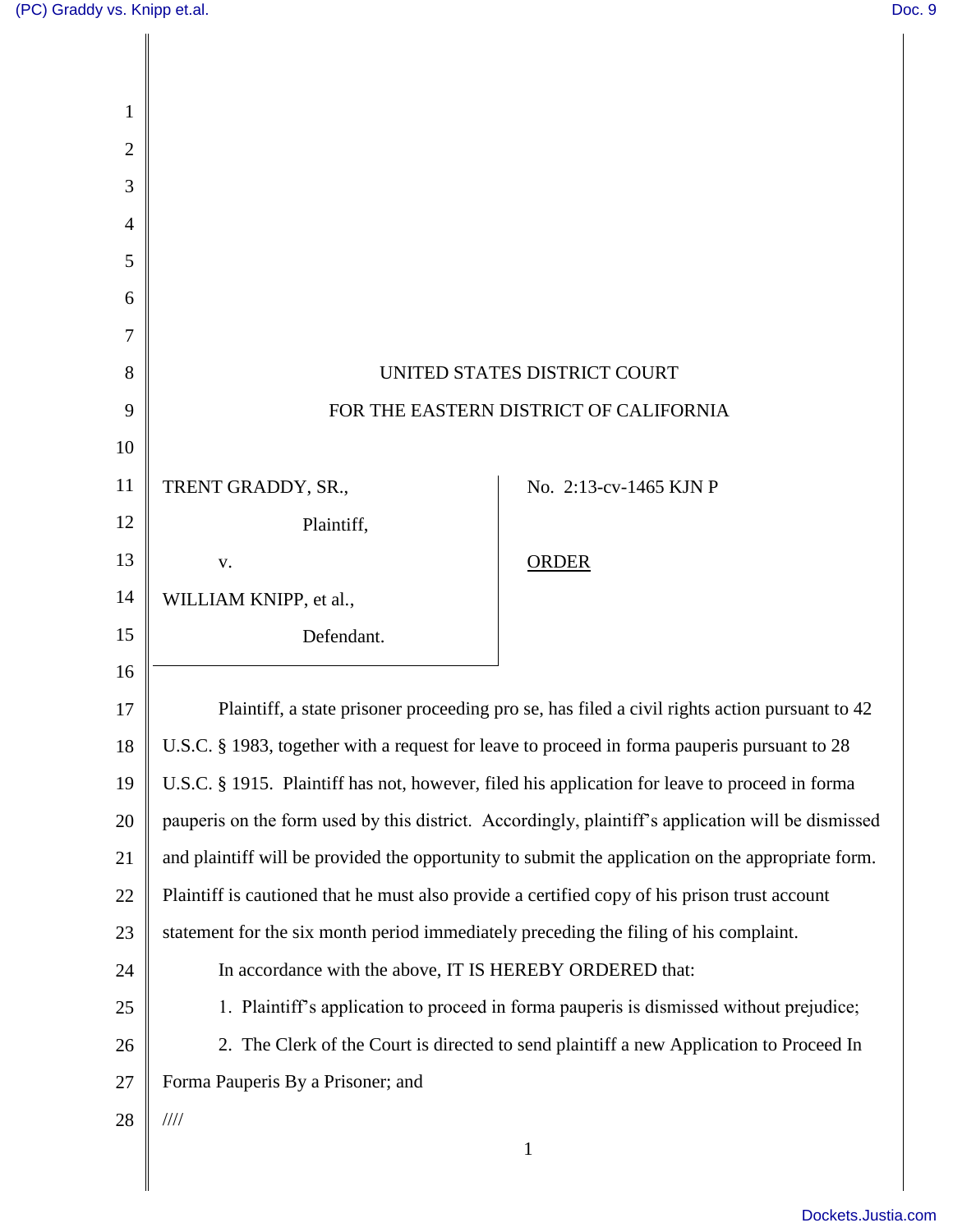UNITED STATES DISTRICT COURT

FOR THE EASTERN DISTRICT OF CALIFORNIA

TRENT GRADDY, SR.,

Plaintiff,

v.

WILLIAM KNIPP, et al.,

Defendant.

No. 2:13-cv-1465 KJN P

ORDER

Plaintiff, a state prisoner proceeding pro se, has filed a civil rights action pursuant to 42 U.S.C. § 1983, together with a request for leave to proceed in forma pauperis pursuant to 28 U.S.C. § 1915. Plaintiff has not, however, filed his application for leave to proceed in forma pauperis on the form used by this district. Accordingly, plaintiff's application will be dismissed and plaintiff will be provided the opportunity to submit the application on the appropriate form. Plaintiff is cautioned that he must also provide a certified copy of his prison trust account statement for the six month period immediately preceding the filing of his complaint.

In accordance with the above, IT IS HEREBY ORDERED that:

1. Plaintiff's application to proceed in forma pauperis is dismissed without prejudice;

2. The Clerk of the Court is directed to send plaintiff a new Application to Proceed In Forma Pauperis By a Prisoner; and

////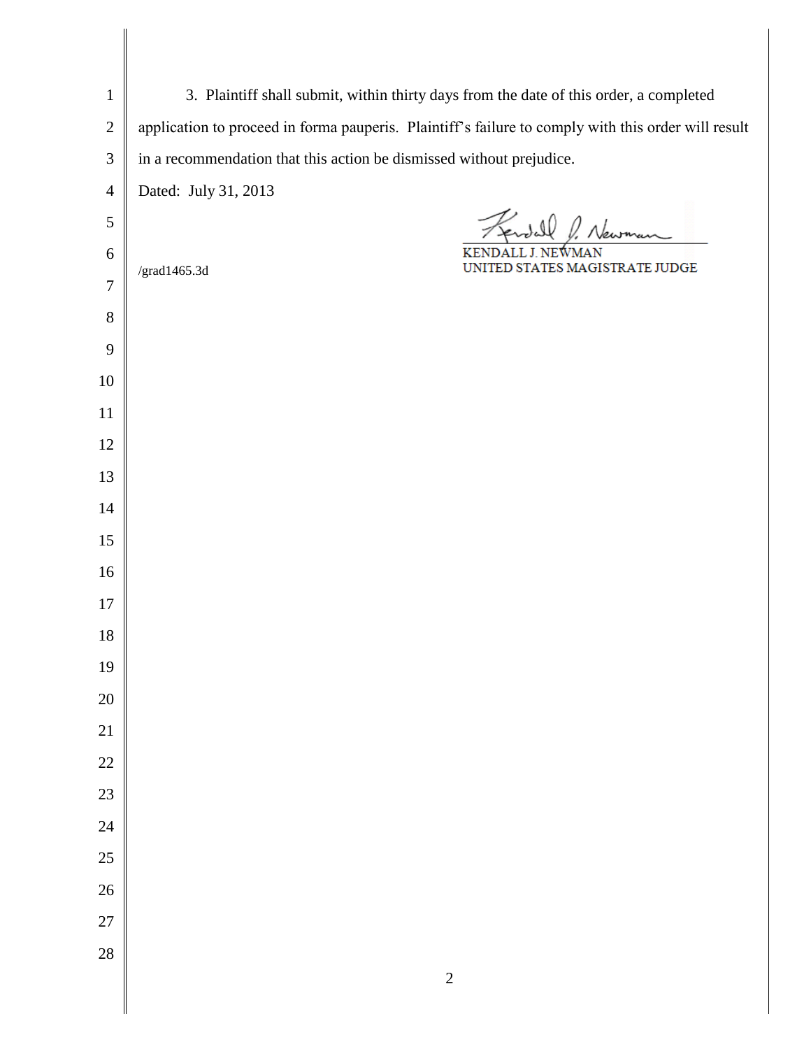3. Plaintiff shall submit, within thirty days from the date of this order, a completed application to proceed in forma pauperis. Plaintiff's failure to comply with this order will result in a recommendation that this action be dismissed without prejudice.

Dated: July 31, 2013

KENDALL J. NEWMAN
UNITED STATES MAGISTRATE JUDGE

/grad1465.3d